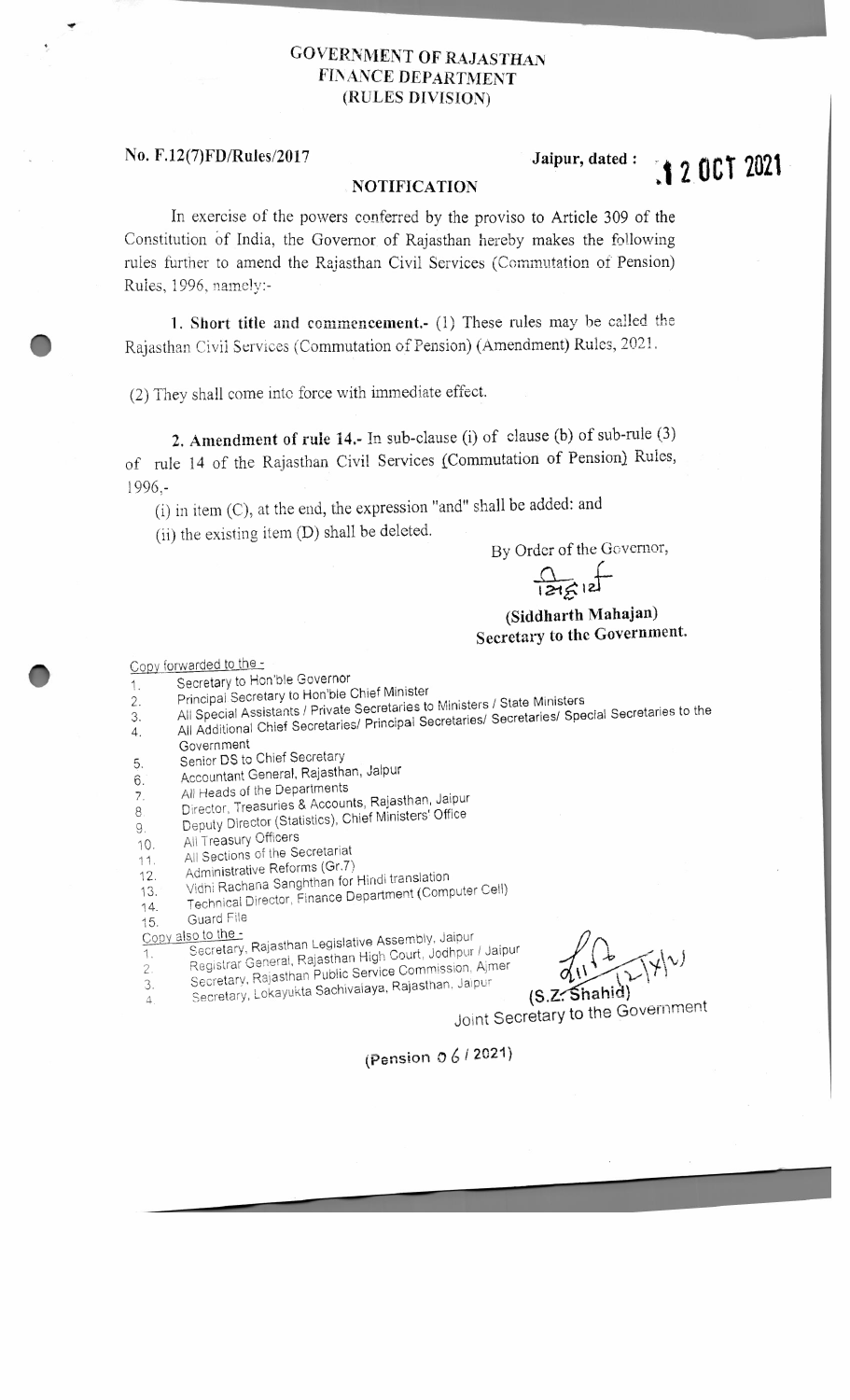# GOVERNMENT OF RAJASTHAN
# FINANCE DEPARTMENT
## (RULES DIVISION)

**No. F.12(7)FD/Rules/2017** **Jaipur, dated : 12 OCT 2021**

## NOTIFICATION

In exercise of the powers conferred by the proviso to Article 309 of the Constitution of India, the Governor of Rajasthan hereby makes the following rules further to amend the Rajasthan Civil Services (Commutation of Pension) Rules, 1996, namely:-

**1. Short title and commencement.-** (1) These rules may be called the Rajasthan Civil Services (Commutation of Pension) (Amendment) Rules, 2021.

(2) They shall come into force with immediate effect.

**2. Amendment of rule 14.-** In sub-clause (i) of clause (b) of sub-rule (3) of rule 14 of the Rajasthan Civil Services (Commutation of Pension) Rules, 1996,-

(i) in item (C), at the end, the expression "and" shall be added: and

(ii) the existing item (D) shall be deleted.

By Order of the Governor,

**(Siddharth Mahajan)**
**Secretary to the Government.**

Copy forwarded to the -

1. Secretary to Hon'ble Governor
2. Principal Secretary to Hon'ble Chief Minister
3. All Special Assistants / Private Secretaries to Ministers / State Ministers
4. All Additional Chief Secretaries/ Principal Secretaries/ Secretaries/ Special Secretaries to the Government
5. Senior DS to Chief Secretary
6. Accountant General, Rajasthan, Jaipur
7. All Heads of the Departments
8. Director, Treasuries & Accounts, Rajasthan, Jaipur
9. Deputy Director (Statistics), Chief Ministers' Office
10. All Treasury Officers
11. All Sections of the Secretariat
12. Administrative Reforms (Gr.7)
13. Vidhi Rachana Sanghthan for Hindi translation
14. Technical Director, Finance Department (Computer Cell)
15. Guard File

Copy also to the -

1. Secretary, Rajasthan Legislative Assembly, Jaipur
2. Registrar General, Rajasthan High Court, Jodhpur / Jaipur
3. Secretary, Rajasthan Public Service Commission, Ajmer
4. Secretary, Lokayukta Sachivalaya, Rajasthan, Jaipur

(S.Z. Shahid)
Joint Secretary to the Government

(Pension 06 / 2021)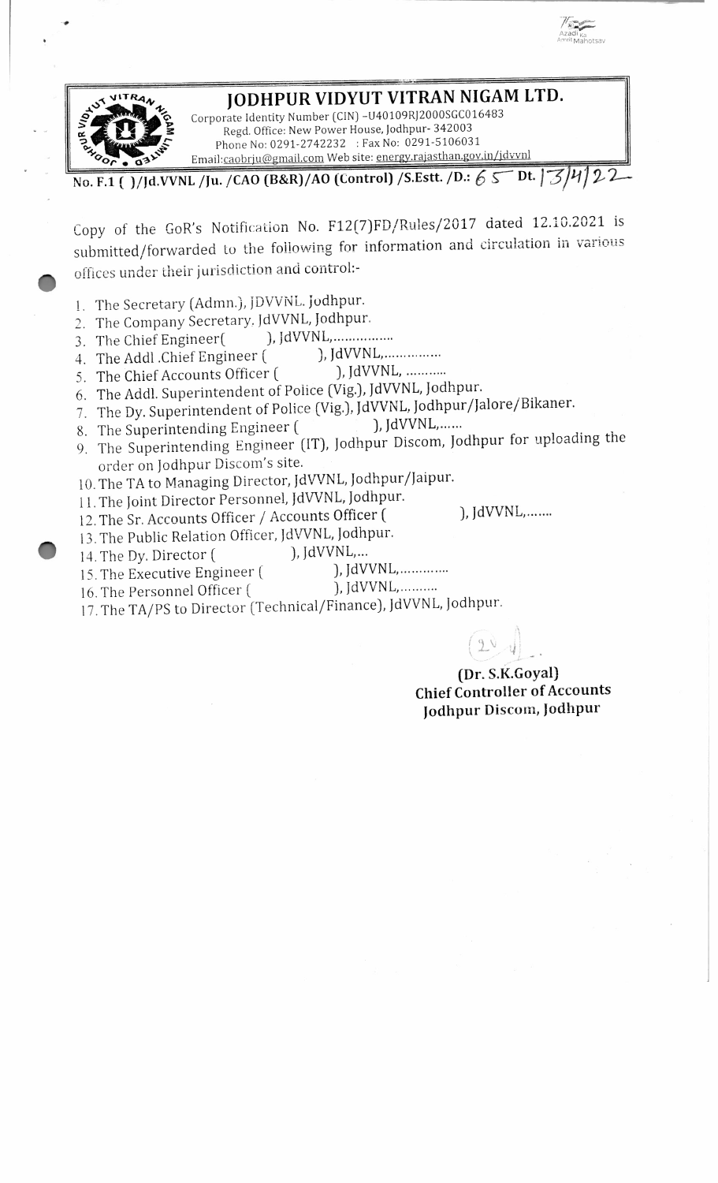# JODHPUR VIDYUT VITRAN NIGAM LTD.

Corporate Identity Number (CIN) –U40109RJ2000SGC016483
Regd. Office: New Power House, Jodhpur- 342003
Phone No: 0291-2742232 : Fax No: 0291-5106031
Email:caobrju@gmail.com Web site: energy.rajasthan.gov.in/jdvvnl

**No. F.1 ( )/Jd.VVNL /Ju. /CAO (B&R)/AO (Control) /S.Estt. /D.: 65 Dt. 13/4/22**

Copy of the GoR's Notification No. F12(7)FD/Rules/2017 dated 12.10.2021 is submitted/forwarded to the following for information and circulation in various offices under their jurisdiction and control:-

1. The Secretary (Admn.), JDVVNL, Jodhpur.
2. The Company Secretary, JdVVNL, Jodhpur.
3. The Chief Engineer( ), JdVVNL,................
4. The Addl .Chief Engineer ( ), JdVVNL,...............
5. The Chief Accounts Officer ( ), JdVVNL, ...........
6. The Addl. Superintendent of Police (Vig.), JdVVNL, Jodhpur.
7. The Dy. Superintendent of Police (Vig.), JdVVNL, Jodhpur/Jalore/Bikaner.
8. The Superintending Engineer ( ), JdVVNL,......
9. The Superintending Engineer (IT), Jodhpur Discom, Jodhpur for uploading the order on Jodhpur Discom's site.
10. The TA to Managing Director, JdVVNL, Jodhpur/Jaipur.
11. The Joint Director Personnel, JdVVNL, Jodhpur.
12. The Sr. Accounts Officer / Accounts Officer ( ), JdVVNL,.......
13. The Public Relation Officer, JdVVNL, Jodhpur.
14. The Dy. Director ( ), JdVVNL,...
15. The Executive Engineer ( ), JdVVNL,.............
16. The Personnel Officer ( ), JdVVNL,..........
17. The TA/PS to Director (Technical/Finance), JdVVNL, Jodhpur.

**(Dr. S.K.Goyal)**
**Chief Controller of Accounts**
**Jodhpur Discom, Jodhpur**